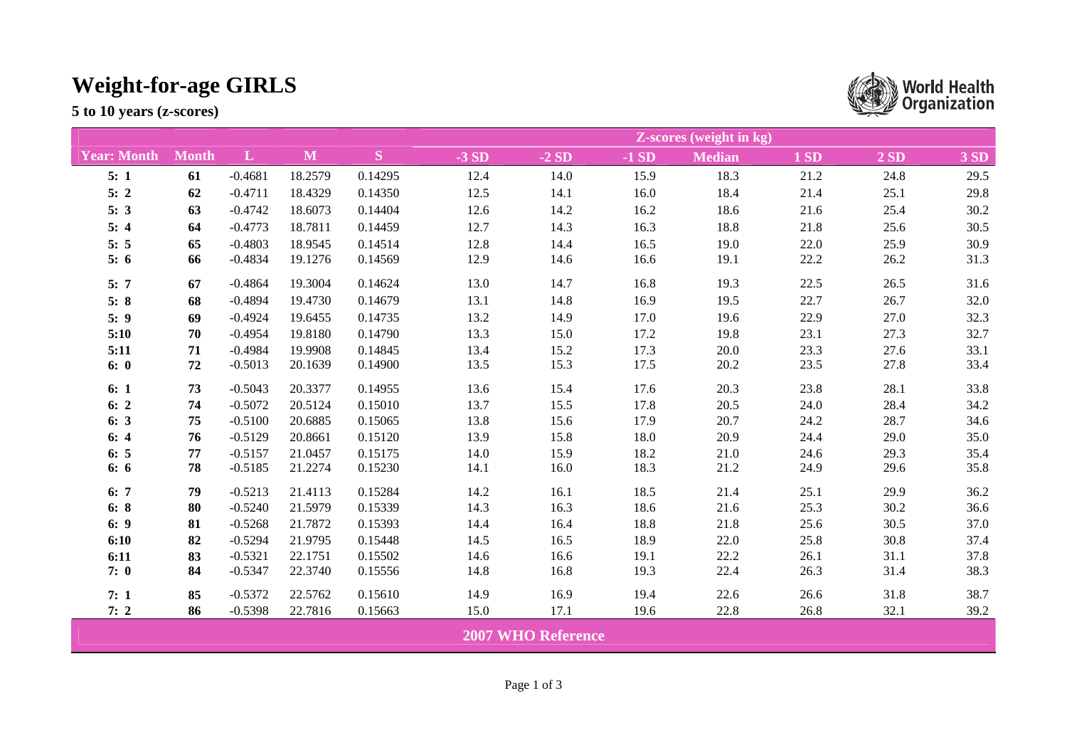# Weight-for-age GIRLS

**5 to 10 years (z-scores)**

World Health Organization

| | | | | | Z-scores (weight in kg) | | | | | | |
|---|---|---|---|---|---|---|---|---|---|---|---|
| **Year: Month** | **Month** | **L** | **M** | **S** | **-3 SD** | **-2 SD** | **-1 SD** | **Median** | **1 SD** | **2 SD** | **3 SD** |
| **5: 1** | **61** | -0.4681 | 18.2579 | 0.14295 | 12.4 | 14.0 | 15.9 | 18.3 | 21.2 | 24.8 | 29.5 |
| **5: 2** | **62** | -0.4711 | 18.4329 | 0.14350 | 12.5 | 14.1 | 16.0 | 18.4 | 21.4 | 25.1 | 29.8 |
| **5: 3** | **63** | -0.4742 | 18.6073 | 0.14404 | 12.6 | 14.2 | 16.2 | 18.6 | 21.6 | 25.4 | 30.2 |
| **5: 4** | **64** | -0.4773 | 18.7811 | 0.14459 | 12.7 | 14.3 | 16.3 | 18.8 | 21.8 | 25.6 | 30.5 |
| **5: 5** | **65** | -0.4803 | 18.9545 | 0.14514 | 12.8 | 14.4 | 16.5 | 19.0 | 22.0 | 25.9 | 30.9 |
| **5: 6** | **66** | -0.4834 | 19.1276 | 0.14569 | 12.9 | 14.6 | 16.6 | 19.1 | 22.2 | 26.2 | 31.3 |
| **5: 7** | **67** | -0.4864 | 19.3004 | 0.14624 | 13.0 | 14.7 | 16.8 | 19.3 | 22.5 | 26.5 | 31.6 |
| **5: 8** | **68** | -0.4894 | 19.4730 | 0.14679 | 13.1 | 14.8 | 16.9 | 19.5 | 22.7 | 26.7 | 32.0 |
| **5: 9** | **69** | -0.4924 | 19.6455 | 0.14735 | 13.2 | 14.9 | 17.0 | 19.6 | 22.9 | 27.0 | 32.3 |
| **5:10** | **70** | -0.4954 | 19.8180 | 0.14790 | 13.3 | 15.0 | 17.2 | 19.8 | 23.1 | 27.3 | 32.7 |
| **5:11** | **71** | -0.4984 | 19.9908 | 0.14845 | 13.4 | 15.2 | 17.3 | 20.0 | 23.3 | 27.6 | 33.1 |
| **6: 0** | **72** | -0.5013 | 20.1639 | 0.14900 | 13.5 | 15.3 | 17.5 | 20.2 | 23.5 | 27.8 | 33.4 |
| **6: 1** | **73** | -0.5043 | 20.3377 | 0.14955 | 13.6 | 15.4 | 17.6 | 20.3 | 23.8 | 28.1 | 33.8 |
| **6: 2** | **74** | -0.5072 | 20.5124 | 0.15010 | 13.7 | 15.5 | 17.8 | 20.5 | 24.0 | 28.4 | 34.2 |
| **6: 3** | **75** | -0.5100 | 20.6885 | 0.15065 | 13.8 | 15.6 | 17.9 | 20.7 | 24.2 | 28.7 | 34.6 |
| **6: 4** | **76** | -0.5129 | 20.8661 | 0.15120 | 13.9 | 15.8 | 18.0 | 20.9 | 24.4 | 29.0 | 35.0 |
| **6: 5** | **77** | -0.5157 | 21.0457 | 0.15175 | 14.0 | 15.9 | 18.2 | 21.0 | 24.6 | 29.3 | 35.4 |
| **6: 6** | **78** | -0.5185 | 21.2274 | 0.15230 | 14.1 | 16.0 | 18.3 | 21.2 | 24.9 | 29.6 | 35.8 |
| **6: 7** | **79** | -0.5213 | 21.4113 | 0.15284 | 14.2 | 16.1 | 18.5 | 21.4 | 25.1 | 29.9 | 36.2 |
| **6: 8** | **80** | -0.5240 | 21.5979 | 0.15339 | 14.3 | 16.3 | 18.6 | 21.6 | 25.3 | 30.2 | 36.6 |
| **6: 9** | **81** | -0.5268 | 21.7872 | 0.15393 | 14.4 | 16.4 | 18.8 | 21.8 | 25.6 | 30.5 | 37.0 |
| **6:10** | **82** | -0.5294 | 21.9795 | 0.15448 | 14.5 | 16.5 | 18.9 | 22.0 | 25.8 | 30.8 | 37.4 |
| **6:11** | **83** | -0.5321 | 22.1751 | 0.15502 | 14.6 | 16.6 | 19.1 | 22.2 | 26.1 | 31.1 | 37.8 |
| **7: 0** | **84** | -0.5347 | 22.3740 | 0.15556 | 14.8 | 16.8 | 19.3 | 22.4 | 26.3 | 31.4 | 38.3 |
| **7: 1** | **85** | -0.5372 | 22.5762 | 0.15610 | 14.9 | 16.9 | 19.4 | 22.6 | 26.6 | 31.8 | 38.7 |
| **7: 2** | **86** | -0.5398 | 22.7816 | 0.15663 | 15.0 | 17.1 | 19.6 | 22.8 | 26.8 | 32.1 | 39.2 |

**2007 WHO Reference**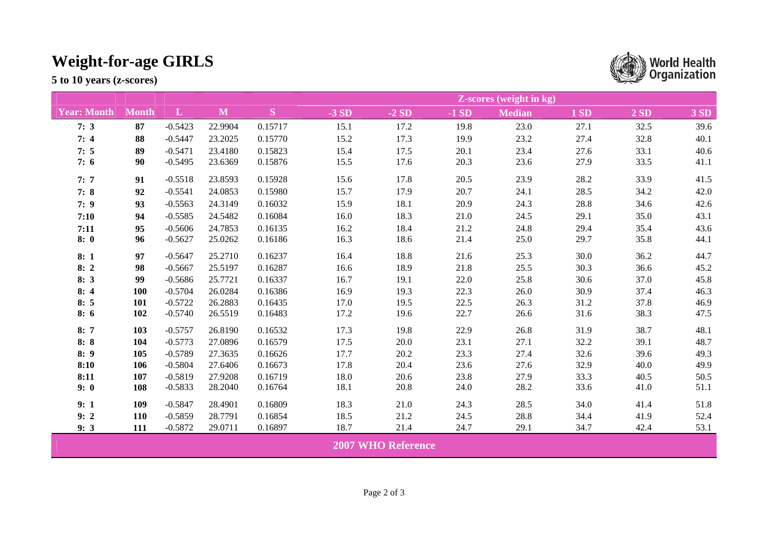# Weight-for-age GIRLS

**5 to 10 years (z-scores)**

| | | | | | Z-scores (weight in kg) | | | | | | |
|---|---|---|---|---|---|---|---|---|---|---|---|
| **Year: Month** | **Month** | **L** | **M** | **S** | **-3 SD** | **-2 SD** | **-1 SD** | **Median** | **1 SD** | **2 SD** | **3 SD** |
| **7: 3** | **87** | -0.5423 | 22.9904 | 0.15717 | 15.1 | 17.2 | 19.8 | 23.0 | 27.1 | 32.5 | 39.6 |
| **7: 4** | **88** | -0.5447 | 23.2025 | 0.15770 | 15.2 | 17.3 | 19.9 | 23.2 | 27.4 | 32.8 | 40.1 |
| **7: 5** | **89** | -0.5471 | 23.4180 | 0.15823 | 15.4 | 17.5 | 20.1 | 23.4 | 27.6 | 33.1 | 40.6 |
| **7: 6** | **90** | -0.5495 | 23.6369 | 0.15876 | 15.5 | 17.6 | 20.3 | 23.6 | 27.9 | 33.5 | 41.1 |
| **7: 7** | **91** | -0.5518 | 23.8593 | 0.15928 | 15.6 | 17.8 | 20.5 | 23.9 | 28.2 | 33.9 | 41.5 |
| **7: 8** | **92** | -0.5541 | 24.0853 | 0.15980 | 15.7 | 17.9 | 20.7 | 24.1 | 28.5 | 34.2 | 42.0 |
| **7: 9** | **93** | -0.5563 | 24.3149 | 0.16032 | 15.9 | 18.1 | 20.9 | 24.3 | 28.8 | 34.6 | 42.6 |
| **7:10** | **94** | -0.5585 | 24.5482 | 0.16084 | 16.0 | 18.3 | 21.0 | 24.5 | 29.1 | 35.0 | 43.1 |
| **7:11** | **95** | -0.5606 | 24.7853 | 0.16135 | 16.2 | 18.4 | 21.2 | 24.8 | 29.4 | 35.4 | 43.6 |
| **8: 0** | **96** | -0.5627 | 25.0262 | 0.16186 | 16.3 | 18.6 | 21.4 | 25.0 | 29.7 | 35.8 | 44.1 |
| **8: 1** | **97** | -0.5647 | 25.2710 | 0.16237 | 16.4 | 18.8 | 21.6 | 25.3 | 30.0 | 36.2 | 44.7 |
| **8: 2** | **98** | -0.5667 | 25.5197 | 0.16287 | 16.6 | 18.9 | 21.8 | 25.5 | 30.3 | 36.6 | 45.2 |
| **8: 3** | **99** | -0.5686 | 25.7721 | 0.16337 | 16.7 | 19.1 | 22.0 | 25.8 | 30.6 | 37.0 | 45.8 |
| **8: 4** | **100** | -0.5704 | 26.0284 | 0.16386 | 16.9 | 19.3 | 22.3 | 26.0 | 30.9 | 37.4 | 46.3 |
| **8: 5** | **101** | -0.5722 | 26.2883 | 0.16435 | 17.0 | 19.5 | 22.5 | 26.3 | 31.2 | 37.8 | 46.9 |
| **8: 6** | **102** | -0.5740 | 26.5519 | 0.16483 | 17.2 | 19.6 | 22.7 | 26.6 | 31.6 | 38.3 | 47.5 |
| **8: 7** | **103** | -0.5757 | 26.8190 | 0.16532 | 17.3 | 19.8 | 22.9 | 26.8 | 31.9 | 38.7 | 48.1 |
| **8: 8** | **104** | -0.5773 | 27.0896 | 0.16579 | 17.5 | 20.0 | 23.1 | 27.1 | 32.2 | 39.1 | 48.7 |
| **8: 9** | **105** | -0.5789 | 27.3635 | 0.16626 | 17.7 | 20.2 | 23.3 | 27.4 | 32.6 | 39.6 | 49.3 |
| **8:10** | **106** | -0.5804 | 27.6406 | 0.16673 | 17.8 | 20.4 | 23.6 | 27.6 | 32.9 | 40.0 | 49.9 |
| **8:11** | **107** | -0.5819 | 27.9208 | 0.16719 | 18.0 | 20.6 | 23.8 | 27.9 | 33.3 | 40.5 | 50.5 |
| **9: 0** | **108** | -0.5833 | 28.2040 | 0.16764 | 18.1 | 20.8 | 24.0 | 28.2 | 33.6 | 41.0 | 51.1 |
| **9: 1** | **109** | -0.5847 | 28.4901 | 0.16809 | 18.3 | 21.0 | 24.3 | 28.5 | 34.0 | 41.4 | 51.8 |
| **9: 2** | **110** | -0.5859 | 28.7791 | 0.16854 | 18.5 | 21.2 | 24.5 | 28.8 | 34.4 | 41.9 | 52.4 |
| **9: 3** | **111** | -0.5872 | 29.0711 | 0.16897 | 18.7 | 21.4 | 24.7 | 29.1 | 34.7 | 42.4 | 53.1 |

**2007 WHO Reference**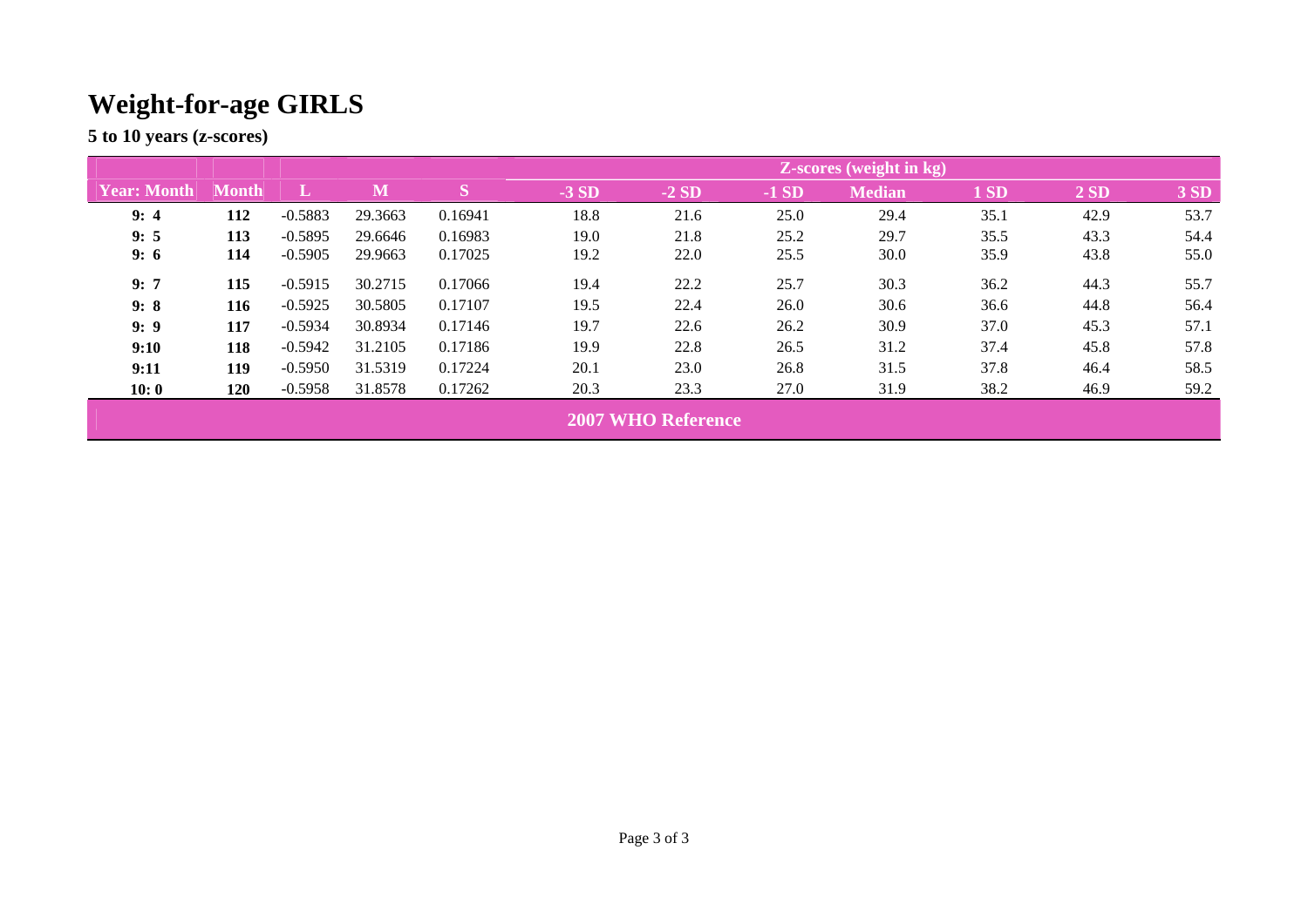# Weight-for-age GIRLS

**5 to 10 years (z-scores)**

| | | | | | Z-scores (weight in kg) | | | | | | |
|---|---|---|---|---|---|---|---|---|---|---|---|
| **Year: Month** | **Month** | **L** | **M** | **S** | **-3 SD** | **-2 SD** | **-1 SD** | **Median** | **1 SD** | **2 SD** | **3 SD** |
| **9: 4** | **112** | -0.5883 | 29.3663 | 0.16941 | 18.8 | 21.6 | 25.0 | 29.4 | 35.1 | 42.9 | 53.7 |
| **9: 5** | **113** | -0.5895 | 29.6646 | 0.16983 | 19.0 | 21.8 | 25.2 | 29.7 | 35.5 | 43.3 | 54.4 |
| **9: 6** | **114** | -0.5905 | 29.9663 | 0.17025 | 19.2 | 22.0 | 25.5 | 30.0 | 35.9 | 43.8 | 55.0 |
| **9: 7** | **115** | -0.5915 | 30.2715 | 0.17066 | 19.4 | 22.2 | 25.7 | 30.3 | 36.2 | 44.3 | 55.7 |
| **9: 8** | **116** | -0.5925 | 30.5805 | 0.17107 | 19.5 | 22.4 | 26.0 | 30.6 | 36.6 | 44.8 | 56.4 |
| **9: 9** | **117** | -0.5934 | 30.8934 | 0.17146 | 19.7 | 22.6 | 26.2 | 30.9 | 37.0 | 45.3 | 57.1 |
| **9:10** | **118** | -0.5942 | 31.2105 | 0.17186 | 19.9 | 22.8 | 26.5 | 31.2 | 37.4 | 45.8 | 57.8 |
| **9:11** | **119** | -0.5950 | 31.5319 | 0.17224 | 20.1 | 23.0 | 26.8 | 31.5 | 37.8 | 46.4 | 58.5 |
| **10: 0** | **120** | -0.5958 | 31.8578 | 0.17262 | 20.3 | 23.3 | 27.0 | 31.9 | 38.2 | 46.9 | 59.2 |

**2007 WHO Reference**